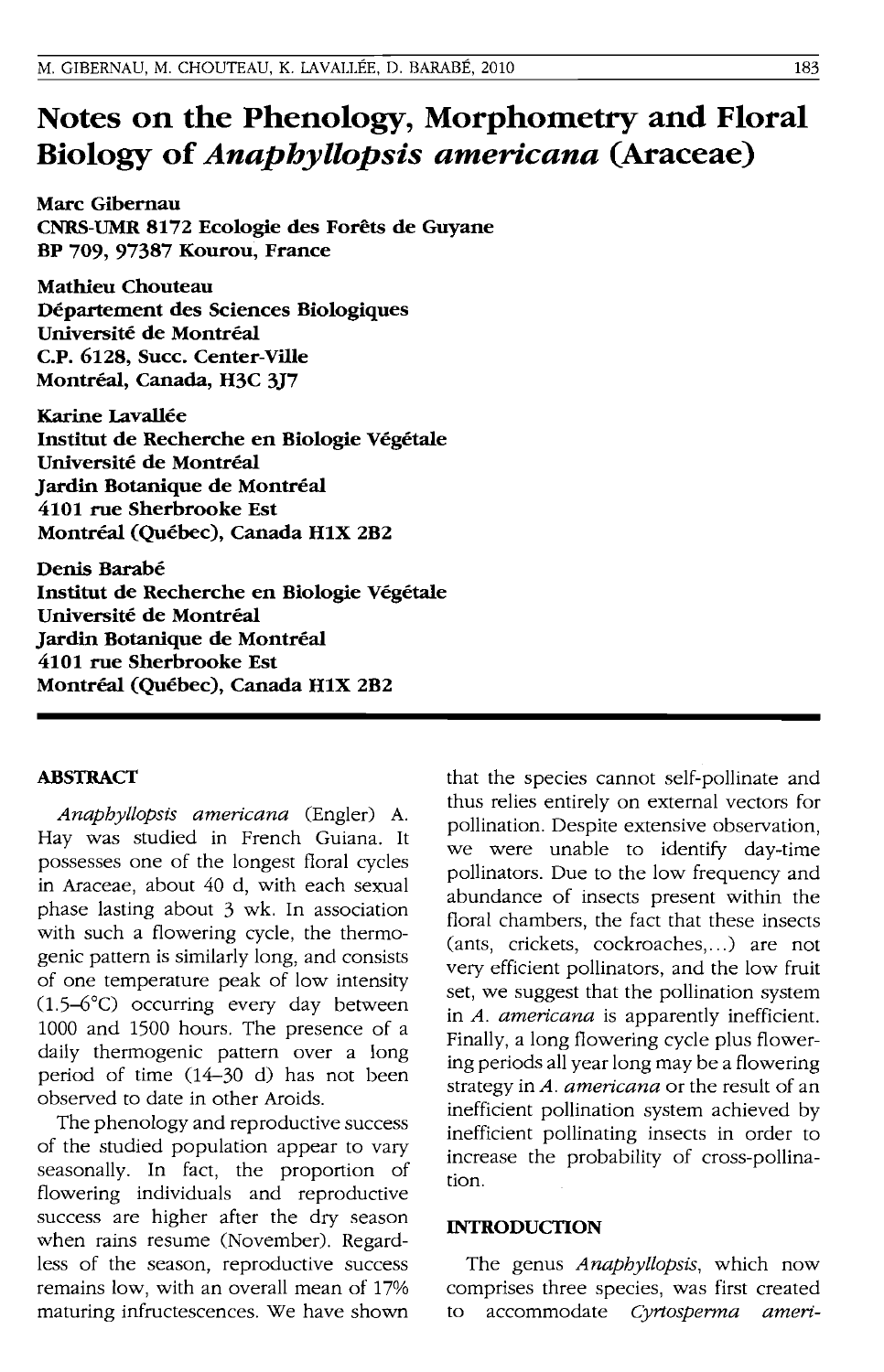# Notes on the Phenology, Morphometry and Floral Biology of *Anaphyllopsis americana* (Araceae)

**Marc Gibernau**
**CNRS-UMR 8172 Ecologie des Forêts de Guyane**
**BP 709, 97387 Kourou, France**

**Mathieu Chouteau**
**Département des Sciences Biologiques**
**Université de Montréal**
**C.P. 6128, Succ. Center-Ville**
**Montréal, Canada, H3C 3J7**

**Karine Lavallée**
**Institut de Recherche en Biologie Végétale**
**Université de Montréal**
**Jardin Botanique de Montréal**
**4101 rue Sherbrooke Est**
**Montréal (Québec), Canada H1X 2B2**

**Denis Barabé**
**Institut de Recherche en Biologie Végétale**
**Université de Montréal**
**Jardin Botanique de Montréal**
**4101 rue Sherbrooke Est**
**Montréal (Québec), Canada H1X 2B2**

## ABSTRACT

*Anaphyllopsis americana* (Engler) A. Hay was studied in French Guiana. It possesses one of the longest floral cycles in Araceae, about 40 d, with each sexual phase lasting about 3 wk. In association with such a flowering cycle, the thermogenic pattern is similarly long, and consists of one temperature peak of low intensity (1.5–6°C) occurring every day between 1000 and 1500 hours. The presence of a daily thermogenic pattern over a long period of time (14–30 d) has not been observed to date in other Aroids.

The phenology and reproductive success of the studied population appear to vary seasonally. In fact, the proportion of flowering individuals and reproductive success are higher after the dry season when rains resume (November). Regardless of the season, reproductive success remains low, with an overall mean of 17% maturing infructescences. We have shown that the species cannot self-pollinate and thus relies entirely on external vectors for pollination. Despite extensive observation, we were unable to identify day-time pollinators. Due to the low frequency and abundance of insects present within the floral chambers, the fact that these insects (ants, crickets, cockroaches,...) are not very efficient pollinators, and the low fruit set, we suggest that the pollination system in *A. americana* is apparently inefficient. Finally, a long flowering cycle plus flowering periods all year long may be a flowering strategy in *A. americana* or the result of an inefficient pollination system achieved by inefficient pollinating insects in order to increase the probability of cross-pollination.

## INTRODUCTION

The genus *Anaphyllopsis*, which now comprises three species, was first created to accommodate *Cyrtosperma ameri-*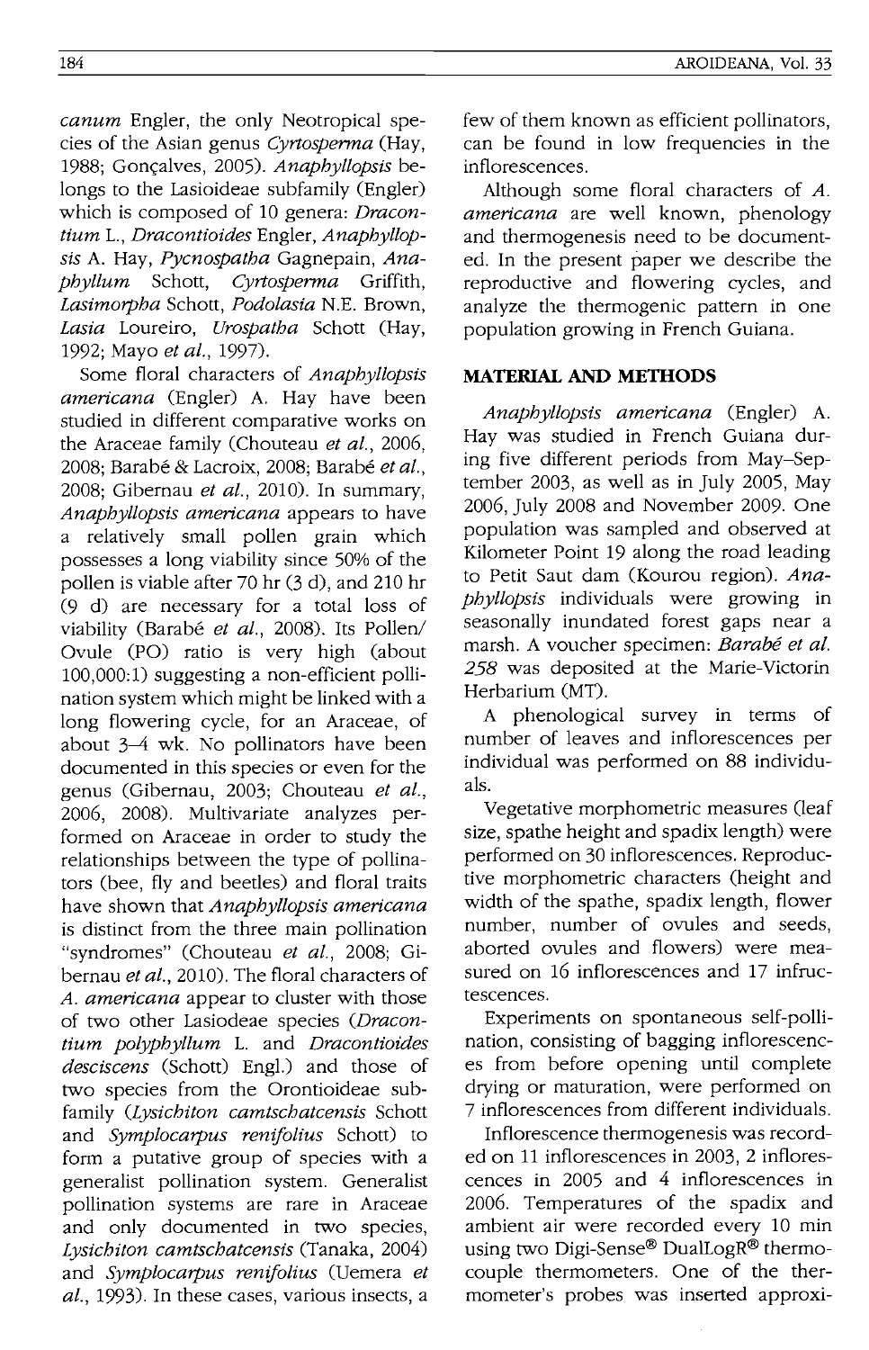*canum* Engler, the only Neotropical species of the Asian genus *Cyrtosperma* (Hay, 1988; Gonçalves, 2005). *Anaphyllopsis* belongs to the Lasioideae subfamily (Engler) which is composed of 10 genera: *Dracontium* L., *Dracontioides* Engler, *Anaphyllopsis* A. Hay, *Pycnospatha* Gagnepain, *Anaphyllum* Schott, *Cyrtosperma* Griffith, *Lasimorpha* Schott, *Podolasia* N.E. Brown, *Lasia* Loureiro, *Urospatha* Schott (Hay, 1992; Mayo *et al.*, 1997).

Some floral characters of *Anaphyllopsis americana* (Engler) A. Hay have been studied in different comparative works on the Araceae family (Chouteau *et al.*, 2006, 2008; Barabé & Lacroix, 2008; Barabé *et al.*, 2008; Gibernau *et al.*, 2010). In summary, *Anaphyllopsis americana* appears to have a relatively small pollen grain which possesses a long viability since 50% of the pollen is viable after 70 hr (3 d), and 210 hr (9 d) are necessary for a total loss of viability (Barabé *et al.*, 2008). Its Pollen/Ovule (PO) ratio is very high (about 100,000:1) suggesting a non-efficient pollination system which might be linked with a long flowering cycle, for an Araceae, of about 3–4 wk. No pollinators have been documented in this species or even for the genus (Gibernau, 2003; Chouteau *et al.*, 2006, 2008). Multivariate analyzes performed on Araceae in order to study the relationships between the type of pollinators (bee, fly and beetles) and floral traits have shown that *Anaphyllopsis americana* is distinct from the three main pollination "syndromes" (Chouteau *et al.*, 2008; Gibernau *et al.*, 2010). The floral characters of *A. americana* appear to cluster with those of two other Lasiodeae species (*Dracontium polyphyllum* L. and *Dracontioides desciscens* (Schott) Engl.) and those of two species from the Orontioideae subfamily (*Lysichiton camtschatcensis* Schott and *Symplocarpus renifolius* Schott) to form a putative group of species with a generalist pollination system. Generalist pollination systems are rare in Araceae and only documented in two species, *Lysichiton camtschatcensis* (Tanaka, 2004) and *Symplocarpus renifolius* (Uemera *et al.*, 1993). In these cases, various insects, a few of them known as efficient pollinators, can be found in low frequencies in the inflorescences.

Although some floral characters of *A. americana* are well known, phenology and thermogenesis need to be documented. In the present paper we describe the reproductive and flowering cycles, and analyze the thermogenic pattern in one population growing in French Guiana.

## MATERIAL AND METHODS

*Anaphyllopsis americana* (Engler) A. Hay was studied in French Guiana during five different periods from May–September 2003, as well as in July 2005, May 2006, July 2008 and November 2009. One population was sampled and observed at Kilometer Point 19 along the road leading to Petit Saut dam (Kourou region). *Anaphyllopsis* individuals were growing in seasonally inundated forest gaps near a marsh. A voucher specimen: *Barabé et al. 258* was deposited at the Marie-Victorin Herbarium (MT).

A phenological survey in terms of number of leaves and inflorescences per individual was performed on 88 individuals.

Vegetative morphometric measures (leaf size, spathe height and spadix length) were performed on 30 inflorescences. Reproductive morphometric characters (height and width of the spathe, spadix length, flower number, number of ovules and seeds, aborted ovules and flowers) were measured on 16 inflorescences and 17 infructescences.

Experiments on spontaneous self-pollination, consisting of bagging inflorescences from before opening until complete drying or maturation, were performed on 7 inflorescences from different individuals.

Inflorescence thermogenesis was recorded on 11 inflorescences in 2003, 2 inflorescences in 2005 and 4 inflorescences in 2006. Temperatures of the spadix and ambient air were recorded every 10 min using two Digi-Sense® DualLogR® thermocouple thermometers. One of the thermometer's probes was inserted approxi-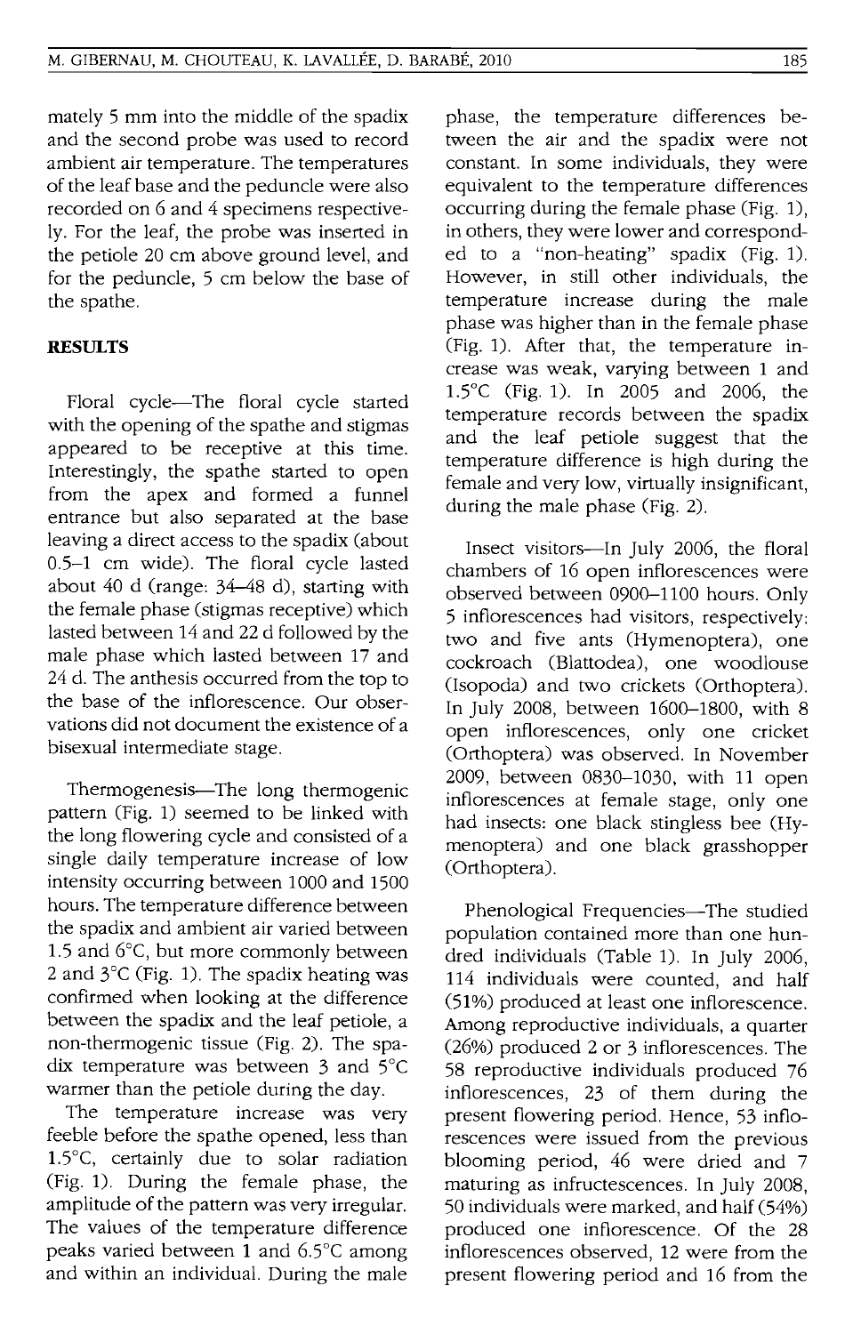mately 5 mm into the middle of the spadix and the second probe was used to record ambient air temperature. The temperatures of the leaf base and the peduncle were also recorded on 6 and 4 specimens respectively. For the leaf, the probe was inserted in the petiole 20 cm above ground level, and for the peduncle, 5 cm below the base of the spathe.

## RESULTS

Floral cycle—The floral cycle started with the opening of the spathe and stigmas appeared to be receptive at this time. Interestingly, the spathe started to open from the apex and formed a funnel entrance but also separated at the base leaving a direct access to the spadix (about 0.5–1 cm wide). The floral cycle lasted about 40 d (range: 34–48 d), starting with the female phase (stigmas receptive) which lasted between 14 and 22 d followed by the male phase which lasted between 17 and 24 d. The anthesis occurred from the top to the base of the inflorescence. Our observations did not document the existence of a bisexual intermediate stage.

Thermogenesis—The long thermogenic pattern (Fig. 1) seemed to be linked with the long flowering cycle and consisted of a single daily temperature increase of low intensity occurring between 1000 and 1500 hours. The temperature difference between the spadix and ambient air varied between 1.5 and 6°C, but more commonly between 2 and 3°C (Fig. 1). The spadix heating was confirmed when looking at the difference between the spadix and the leaf petiole, a non-thermogenic tissue (Fig. 2). The spadix temperature was between 3 and 5°C warmer than the petiole during the day.

The temperature increase was very feeble before the spathe opened, less than 1.5°C, certainly due to solar radiation (Fig. 1). During the female phase, the amplitude of the pattern was very irregular. The values of the temperature difference peaks varied between 1 and 6.5°C among and within an individual. During the male phase, the temperature differences between the air and the spadix were not constant. In some individuals, they were equivalent to the temperature differences occurring during the female phase (Fig. 1), in others, they were lower and corresponded to a "non-heating" spadix (Fig. 1). However, in still other individuals, the temperature increase during the male phase was higher than in the female phase (Fig. 1). After that, the temperature increase was weak, varying between 1 and 1.5°C (Fig. 1). In 2005 and 2006, the temperature records between the spadix and the leaf petiole suggest that the temperature difference is high during the female and very low, virtually insignificant, during the male phase (Fig. 2).

Insect visitors—In July 2006, the floral chambers of 16 open inflorescences were observed between 0900–1100 hours. Only 5 inflorescences had visitors, respectively: two and five ants (Hymenoptera), one cockroach (Blattodea), one woodlouse (Isopoda) and two crickets (Orthoptera). In July 2008, between 1600–1800, with 8 open inflorescences, only one cricket (Orthoptera) was observed. In November 2009, between 0830–1030, with 11 open inflorescences at female stage, only one had insects: one black stingless bee (Hymenoptera) and one black grasshopper (Orthoptera).

Phenological Frequencies—The studied population contained more than one hundred individuals (Table 1). In July 2006, 114 individuals were counted, and half (51%) produced at least one inflorescence. Among reproductive individuals, a quarter (26%) produced 2 or 3 inflorescences. The 58 reproductive individuals produced 76 inflorescences, 23 of them during the present flowering period. Hence, 53 inflorescences were issued from the previous blooming period, 46 were dried and 7 maturing as infructescences. In July 2008, 50 individuals were marked, and half (54%) produced one inflorescence. Of the 28 inflorescences observed, 12 were from the present flowering period and 16 from the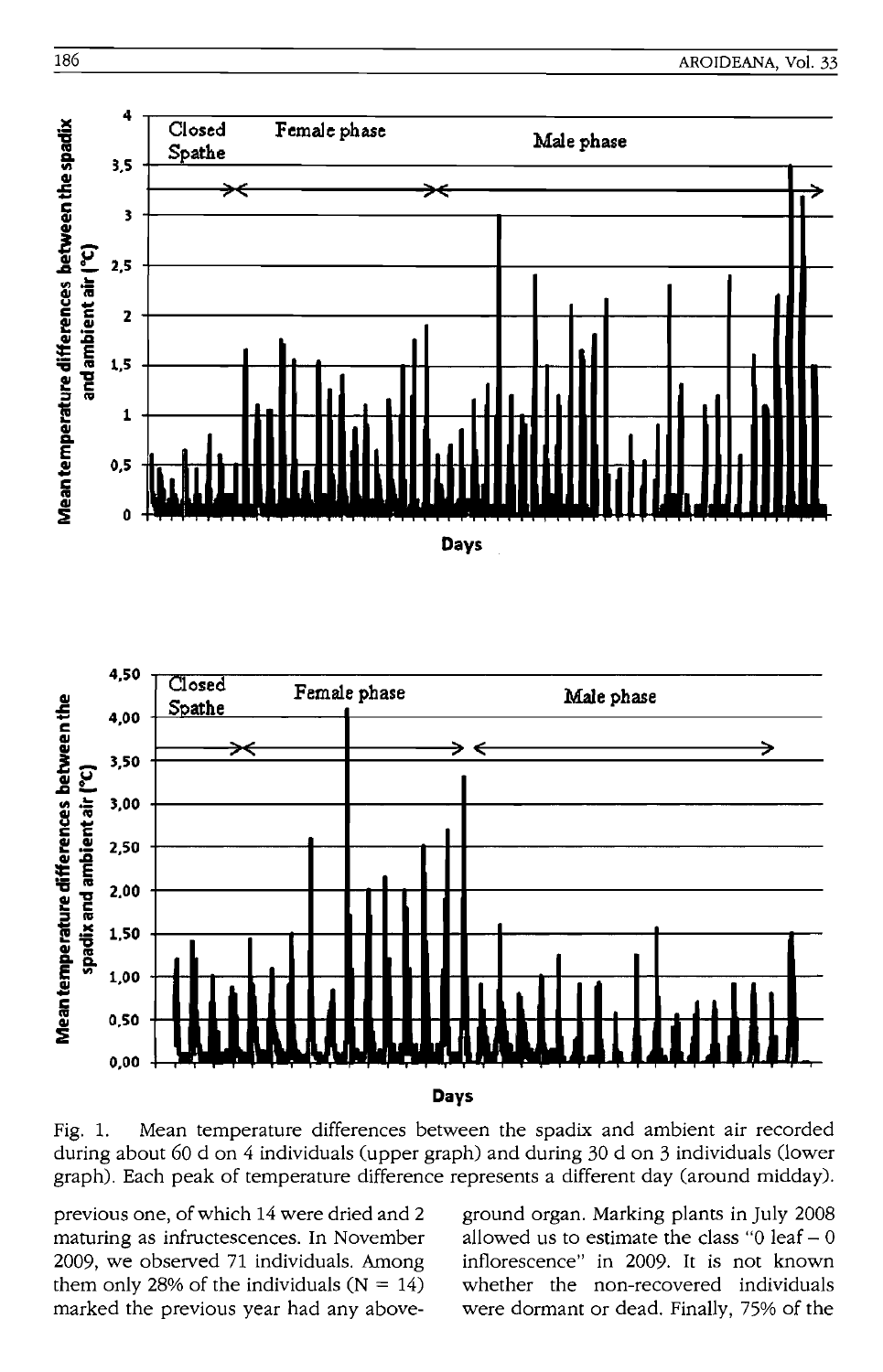Fig. 1. Mean temperature differences between the spadix and ambient air recorded during about 60 d on 4 individuals (upper graph) and during 30 d on 3 individuals (lower graph). Each peak of temperature difference represents a different day (around midday).

previous one, of which 14 were dried and 2 maturing as infructescences. In November 2009, we observed 71 individuals. Among them only 28% of the individuals (N = 14) marked the previous year had any aboveground organ. Marking plants in July 2008 allowed us to estimate the class "0 leaf – 0 inflorescence" in 2009. It is not known whether the non-recovered individuals were dormant or dead. Finally, 75% of the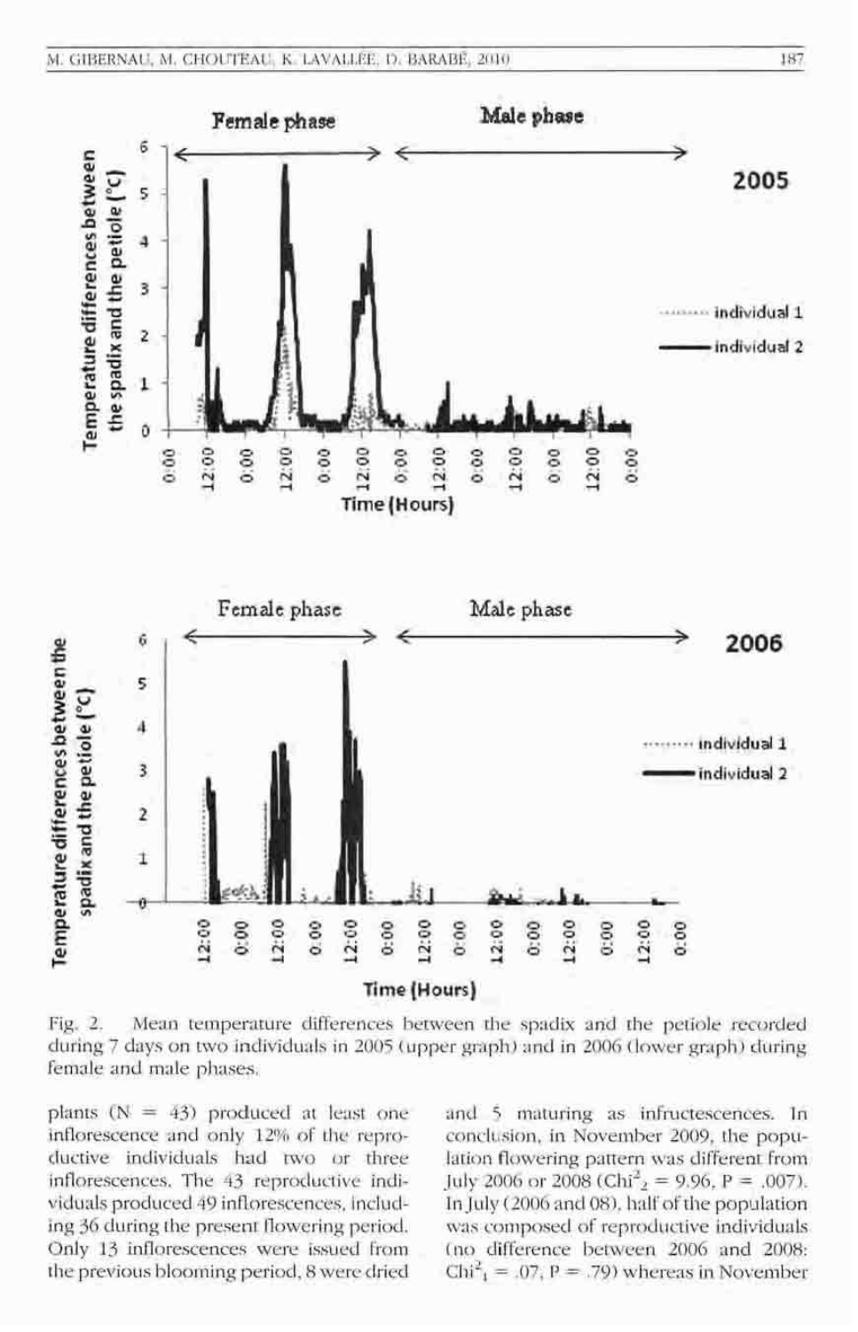Fig. 2. Mean temperature differences between the spadix and the petiole recorded during 7 days on two individuals in 2005 (upper graph) and in 2006 (lower graph) during female and male phases.

plants (N = 43) produced at least one inflorescence and only 12% of the reproductive individuals had two or three inflorescences. The 43 reproductive individuals produced 49 inflorescences, including 36 during the present flowering period. Only 13 inflorescences were issued from the previous blooming period, 8 were dried and 5 maturing as infructescences. In conclusion, in November 2009, the population flowering pattern was different from July 2006 or 2008 ($Chi^2_2 = 9.96$, $P = .007$). In July (2006 and 08), half of the population was composed of reproductive individuals (no difference between 2006 and 2008: $Chi^2_1 = .07$, $P = .79$) whereas in November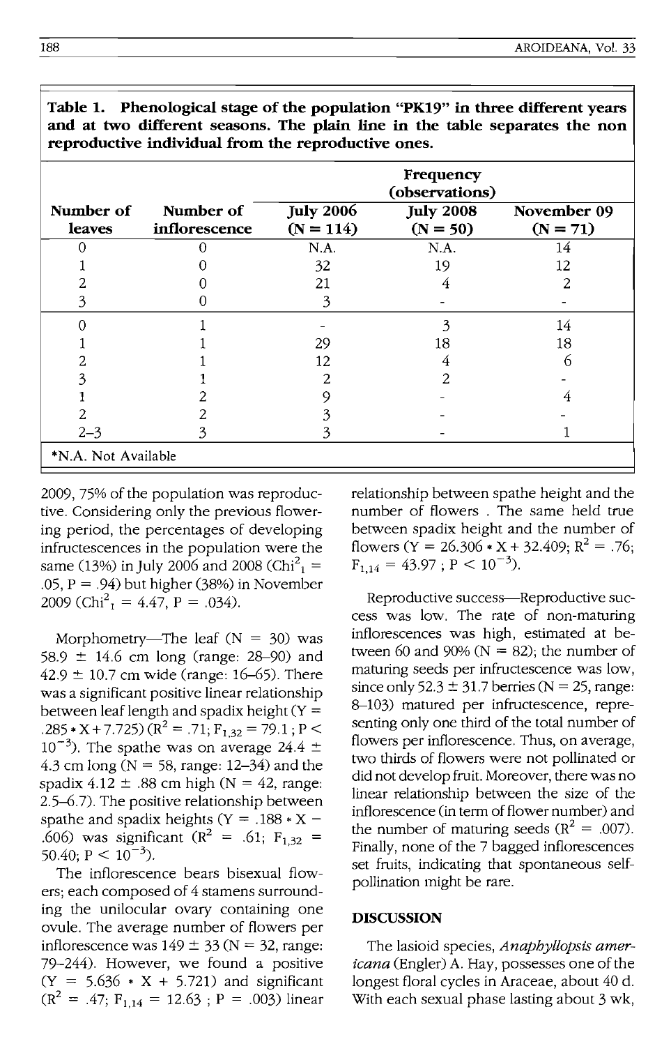**Table 1. Phenological stage of the population "PK19" in three different years and at two different seasons. The plain line in the table separates the non reproductive individual from the reproductive ones.**

| Number of leaves | Number of inflorescence | Frequency (observations) July 2006 (N = 114) | July 2008 (N = 50) | November 09 (N = 71) |
|---|---|---|---|---|
| 0 | 0 | N.A. | N.A. | 14 |
| 1 | 0 | 32 | 19 | 12 |
| 2 | 0 | 21 | 4 | 2 |
| 3 | 0 | 3 | - | - |
| 0 | 1 | - | 3 | 14 |
| 1 | 1 | 29 | 18 | 18 |
| 2 | 1 | 12 | 4 | 6 |
| 3 | 1 | 2 | 2 | - |
| 1 | 2 | 9 | - | 4 |
| 2 | 2 | 3 | - | - |
| 2–3 | 3 | 3 | - | 1 |

*N.A. Not Available

2009, 75% of the population was reproductive. Considering only the previous flowering period, the percentages of developing infructescences in the population were the same (13%) in July 2006 and 2008 ($Chi^2_1$ = .05, P = .94) but higher (38%) in November 2009 ($Chi^2_1$ = 4.47, P = .034).

Morphometry—The leaf (N = 30) was 58.9 ± 14.6 cm long (range: 28–90) and 42.9 ± 10.7 cm wide (range: 16–65). There was a significant positive linear relationship between leaf length and spadix height ($Y = .285 * X + 7.725$) ($R^2 = .71$; $F_{1,32} = 79.1$; $P < 10^{-3}$). The spathe was on average 24.4 ± 4.3 cm long (N = 58, range: 12–34) and the spadix 4.12 ± .88 cm high (N = 42, range: 2.5–6.7). The positive relationship between spathe and spadix heights ($Y = .188 * X - .606$) was significant ($R^2 = .61$; $F_{1,32} = 50.40$; $P < 10^{-3}$).

The inflorescence bears bisexual flowers; each composed of 4 stamens surrounding the unilocular ovary containing one ovule. The average number of flowers per inflorescence was 149 ± 33 (N = 32, range: 79–244). However, we found a positive ($Y = 5.636 * X + 5.721$) and significant ($R^2 = .47$; $F_{1,14} = 12.63$ ; P = .003) linear relationship between spathe height and the number of flowers . The same held true between spadix height and the number of flowers ($Y = 26.306 * X + 32.409$; $R^2 = .76$; $F_{1,14} = 43.97$ ; $P < 10^{-3}$).

Reproductive success—Reproductive success was low. The rate of non-maturing inflorescences was high, estimated at between 60 and 90% (N = 82); the number of maturing seeds per infructescence was low, since only 52.3 ± 31.7 berries (N = 25, range: 8–103) matured per infructescence, representing only one third of the total number of flowers per inflorescence. Thus, on average, two thirds of flowers were not pollinated or did not develop fruit. Moreover, there was no linear relationship between the size of the inflorescence (in term of flower number) and the number of maturing seeds ($R^2 = .007$). Finally, none of the 7 bagged inflorescences set fruits, indicating that spontaneous self-pollination might be rare.

## DISCUSSION

The lasioid species, *Anaphyllopsis americana* (Engler) A. Hay, possesses one of the longest floral cycles in Araceae, about 40 d. With each sexual phase lasting about 3 wk,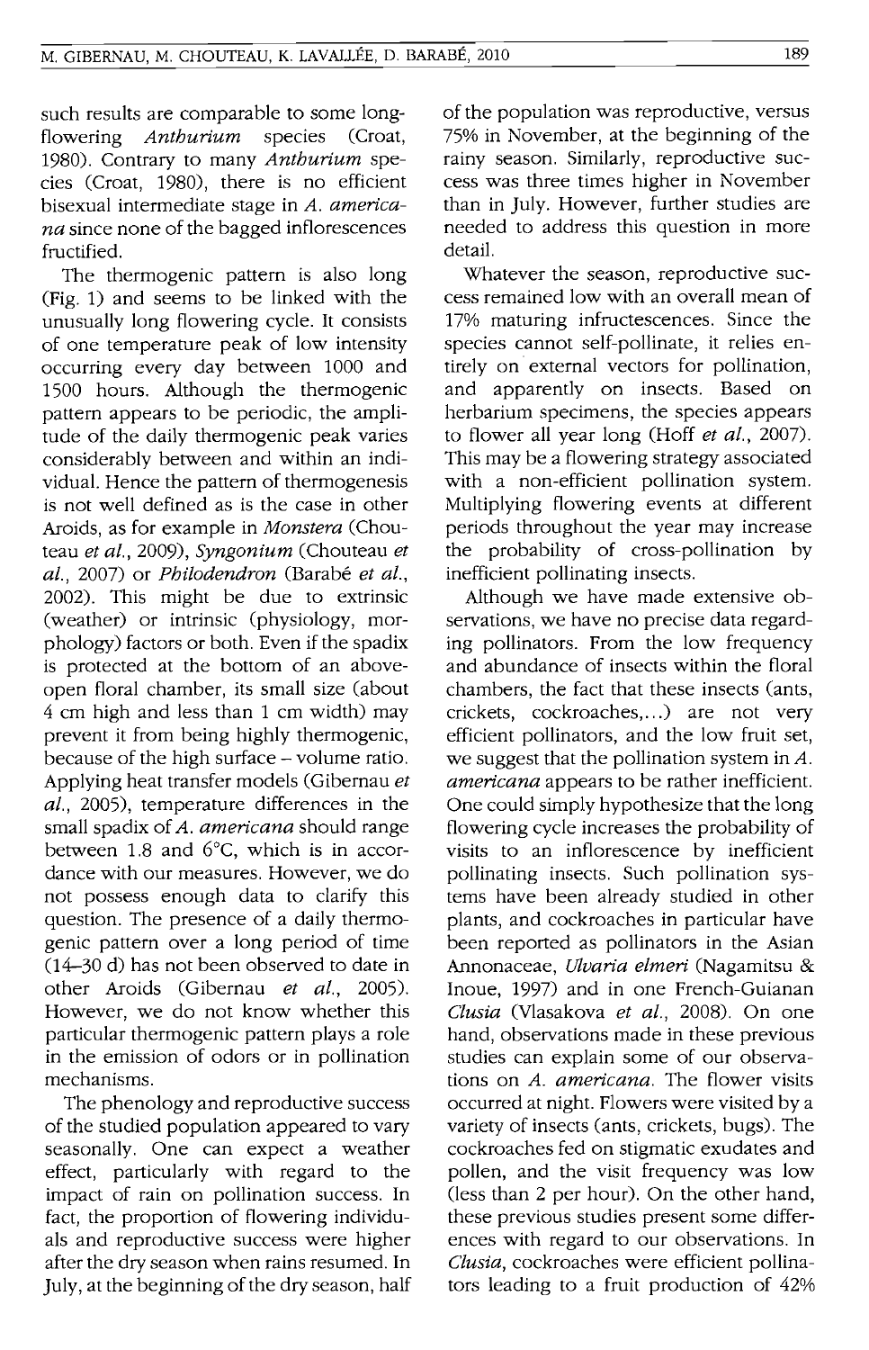such results are comparable to some long-flowering *Anthurium* species (Croat, 1980). Contrary to many *Anthurium* species (Croat, 1980), there is no efficient bisexual intermediate stage in *A. americana* since none of the bagged inflorescences fructified.

The thermogenic pattern is also long (Fig. 1) and seems to be linked with the unusually long flowering cycle. It consists of one temperature peak of low intensity occurring every day between 1000 and 1500 hours. Although the thermogenic pattern appears to be periodic, the amplitude of the daily thermogenic peak varies considerably between and within an individual. Hence the pattern of thermogenesis is not well defined as is the case in other Aroids, as for example in *Monstera* (Chouteau *et al.*, 2009), *Syngonium* (Chouteau *et al.*, 2007) or *Philodendron* (Barabé *et al.*, 2002). This might be due to extrinsic (weather) or intrinsic (physiology, morphology) factors or both. Even if the spadix is protected at the bottom of an above-open floral chamber, its small size (about 4 cm high and less than 1 cm width) may prevent it from being highly thermogenic, because of the high surface – volume ratio. Applying heat transfer models (Gibernau *et al.*, 2005), temperature differences in the small spadix of *A. americana* should range between 1.8 and 6°C, which is in accordance with our measures. However, we do not possess enough data to clarify this question. The presence of a daily thermogenic pattern over a long period of time (14–30 d) has not been observed to date in other Aroids (Gibernau *et al.*, 2005). However, we do not know whether this particular thermogenic pattern plays a role in the emission of odors or in pollination mechanisms.

The phenology and reproductive success of the studied population appeared to vary seasonally. One can expect a weather effect, particularly with regard to the impact of rain on pollination success. In fact, the proportion of flowering individuals and reproductive success were higher after the dry season when rains resumed. In July, at the beginning of the dry season, half of the population was reproductive, versus 75% in November, at the beginning of the rainy season. Similarly, reproductive success was three times higher in November than in July. However, further studies are needed to address this question in more detail.

Whatever the season, reproductive success remained low with an overall mean of 17% maturing infructescences. Since the species cannot self-pollinate, it relies entirely on external vectors for pollination, and apparently on insects. Based on herbarium specimens, the species appears to flower all year long (Hoff *et al.*, 2007). This may be a flowering strategy associated with a non-efficient pollination system. Multiplying flowering events at different periods throughout the year may increase the probability of cross-pollination by inefficient pollinating insects.

Although we have made extensive observations, we have no precise data regarding pollinators. From the low frequency and abundance of insects within the floral chambers, the fact that these insects (ants, crickets, cockroaches,...) are not very efficient pollinators, and the low fruit set, we suggest that the pollination system in *A. americana* appears to be rather inefficient. One could simply hypothesize that the long flowering cycle increases the probability of visits to an inflorescence by inefficient pollinating insects. Such pollination systems have been already studied in other plants, and cockroaches in particular have been reported as pollinators in the Asian Annonaceae, *Uvaria elmeri* (Nagamitsu & Inoue, 1997) and in one French-Guianan *Clusia* (Vlasakova *et al.*, 2008). On one hand, observations made in these previous studies can explain some of our observations on *A. americana*. The flower visits occurred at night. Flowers were visited by a variety of insects (ants, crickets, bugs). The cockroaches fed on stigmatic exudates and pollen, and the visit frequency was low (less than 2 per hour). On the other hand, these previous studies present some differences with regard to our observations. In *Clusia*, cockroaches were efficient pollinators leading to a fruit production of 42%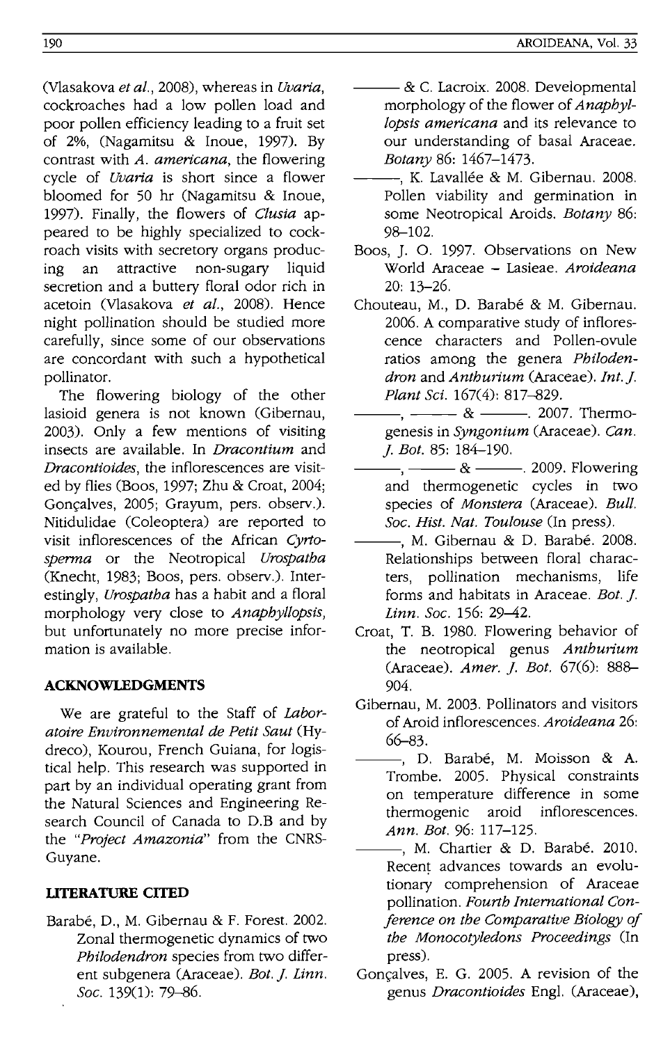(Vlasakova *et al.*, 2008), whereas in *Uvaria*, cockroaches had a low pollen load and poor pollen efficiency leading to a fruit set of 2%, (Nagamitsu & Inoue, 1997). By contrast with *A. americana*, the flowering cycle of *Uvaria* is short since a flower bloomed for 50 hr (Nagamitsu & Inoue, 1997). Finally, the flowers of *Clusia* appeared to be highly specialized to cockroach visits with secretory organs producing an attractive non-sugary liquid secretion and a buttery floral odor rich in acetoin (Vlasakova *et al.*, 2008). Hence night pollination should be studied more carefully, since some of our observations are concordant with such a hypothetical pollinator.

The flowering biology of the other lasioid genera is not known (Gibernau, 2003). Only a few mentions of visiting insects are available. In *Dracontium* and *Dracontioides*, the inflorescences are visited by flies (Boos, 1997; Zhu & Croat, 2004; Gonçalves, 2005; Grayum, pers. observ.). Nitidulidae (Coleoptera) are reported to visit inflorescences of the African *Cyrtosperma* or the Neotropical *Urospatha* (Knecht, 1983; Boos, pers. observ.). Interestingly, *Urospatha* has a habit and a floral morphology very close to *Anaphyllopsis*, but unfortunately no more precise information is available.

## ACKNOWLEDGMENTS

We are grateful to the Staff of *Laboratoire Environnemental de Petit Saut* (Hydreco), Kourou, French Guiana, for logistical help. This research was supported in part by an individual operating grant from the Natural Sciences and Engineering Research Council of Canada to D.B and by the "*Project Amazonia*" from the CNRS-Guyane.

## LITERATURE CITED

Barabé, D., M. Gibernau & F. Forest. 2002. Zonal thermogenetic dynamics of two *Philodendron* species from two different subgenera (Araceae). *Bot. J. Linn. Soc.* 139(1): 79–86.

——— & C. Lacroix. 2008. Developmental morphology of the flower of *Anaphyllopsis americana* and its relevance to our understanding of basal Araceae. *Botany* 86: 1467–1473.

———, K. Lavallée & M. Gibernau. 2008. Pollen viability and germination in some Neotropical Aroids. *Botany* 86: 98–102.

Boos, J. O. 1997. Observations on New World Araceae – Lasieae. *Aroideana* 20: 13–26.

Chouteau, M., D. Barabé & M. Gibernau. 2006. A comparative study of inflorescence characters and Pollen-ovule ratios among the genera *Philodendron* and *Anthurium* (Araceae). *Int. J. Plant Sci.* 167(4): 817–829.

———, ——— & ———. 2007. Thermogenesis in *Syngonium* (Araceae). *Can. J. Bot.* 85: 184–190.

———, ——— & ———. 2009. Flowering and thermogenetic cycles in two species of *Monstera* (Araceae). *Bull. Soc. Hist. Nat. Toulouse* (In press).

———, M. Gibernau & D. Barabé. 2008. Relationships between floral characters, pollination mechanisms, life forms and habitats in Araceae. *Bot. J. Linn. Soc.* 156: 29–42.

Croat, T. B. 1980. Flowering behavior of the neotropical genus *Anthurium* (Araceae). *Amer. J. Bot.* 67(6): 888–904.

Gibernau, M. 2003. Pollinators and visitors of Aroid inflorescences. *Aroideana* 26: 66–83.

———, D. Barabé, M. Moisson & A. Trombe. 2005. Physical constraints on temperature difference in some thermogenic aroid inflorescences. *Ann. Bot.* 96: 117–125.

———, M. Chartier & D. Barabé. 2010. Recent advances towards an evolutionary comprehension of Araceae pollination. *Fourth International Conference on the Comparative Biology of the Monocotyledons Proceedings* (In press).

Gonçalves, E. G. 2005. A revision of the genus *Dracontioides* Engl. (Araceae),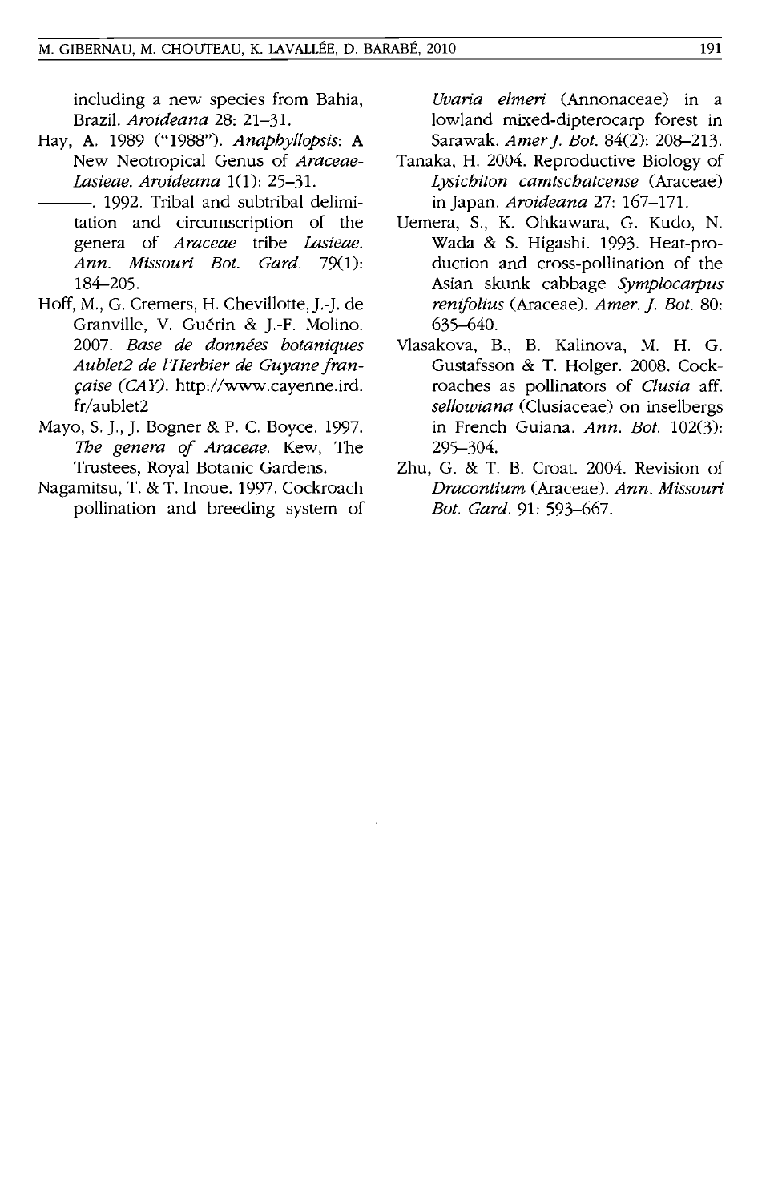including a new species from Bahia, Brazil. *Aroideana* 28: 21–31.

Hay, A. 1989 ("1988"). *Anaphyllopsis*: A New Neotropical Genus of *Araceae-Lasieae*. *Aroideana* 1(1): 25–31.

———. 1992. Tribal and subtribal delimitation and circumscription of the genera of *Araceae* tribe *Lasieae*. *Ann. Missouri Bot. Gard.* 79(1): 184–205.

Hoff, M., G. Cremers, H. Chevillotte, J.-J. de Granville, V. Guérin & J.-F. Molino. 2007. *Base de données botaniques Aublet2 de l'Herbier de Guyane française (CAY)*. http://www.cayenne.ird.fr/aublet2

Mayo, S. J., J. Bogner & P. C. Boyce. 1997. *The genera of Araceae*. Kew, The Trustees, Royal Botanic Gardens.

Nagamitsu, T. & T. Inoue. 1997. Cockroach pollination and breeding system of *Uvaria elmeri* (Annonaceae) in a lowland mixed-dipterocarp forest in Sarawak. *Amer J. Bot.* 84(2): 208–213.

Tanaka, H. 2004. Reproductive Biology of *Lysichiton camtschatcense* (Araceae) in Japan. *Aroideana* 27: 167–171.

Uemera, S., K. Ohkawara, G. Kudo, N. Wada & S. Higashi. 1993. Heat-production and cross-pollination of the Asian skunk cabbage *Symplocarpus renifolius* (Araceae). *Amer. J. Bot.* 80: 635–640.

Vlasakova, B., B. Kalinova, M. H. G. Gustafsson & T. Holger. 2008. Cockroaches as pollinators of *Clusia* aff. *sellowiana* (Clusiaceae) on inselbergs in French Guiana. *Ann. Bot.* 102(3): 295–304.

Zhu, G. & T. B. Croat. 2004. Revision of *Dracontium* (Araceae). *Ann. Missouri Bot. Gard.* 91: 593–667.